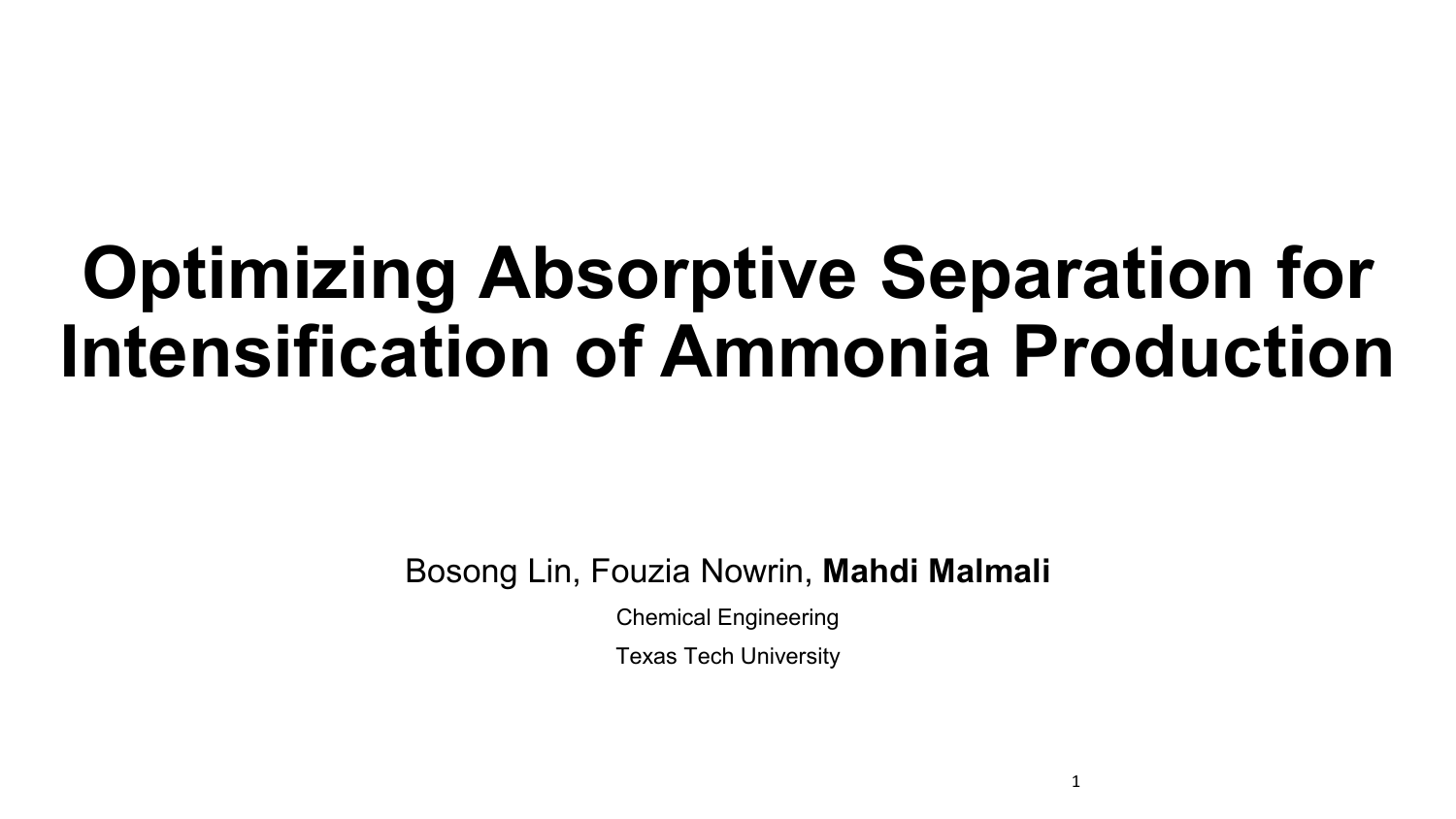# Optimizing Absorptive Separation for Intensification of Ammonia Production

Bosong Lin, Fouzia Nowrin, **Mahdi Malmali**

Chemical Engineering

Texas Tech University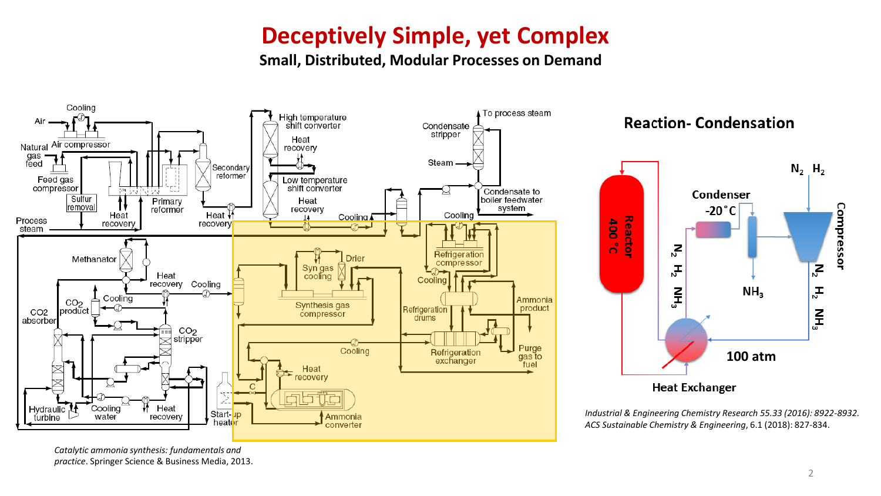# Deceptively Simple, yet Complex

**Small, Distributed, Modular Processes on Demand**

*Catalytic ammonia synthesis: fundamentals and practice*. Springer Science & Business Media, 2013.

## Reaction- Condensation

*Industrial & Engineering Chemistry Research* 55.33 (2016): 8922-8932.
*ACS Sustainable Chemistry & Engineering*, 6.1 (2018): 827-834.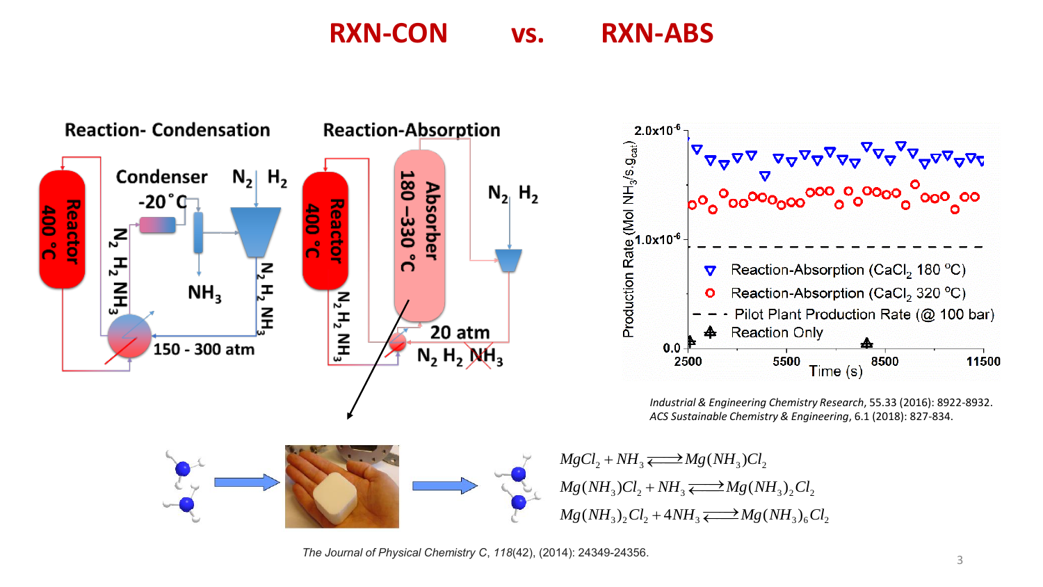# RXN-CON vs. RXN-ABS

**Reaction- Condensation**

Reactor 400 °C — $N_2$ $H_2$ $NH_3$ — Condenser -20 °C — $N_2$ $H_2$ — $NH_3$ — 150 - 300 atm

**Reaction-Absorption**

Reactor 400 °C — Absorber 180 –330 °C — $N_2$ $H_2$ — 20 atm — $N_2$ $H_2$ $NH_3$

Production Rate (Mol $NH_3$/s.$g_{cat}$) vs. Time (s)

- Reaction-Absorption ($CaCl_2$ 180 °C)
- Reaction-Absorption ($CaCl_2$ 320 °C)
- Pilot Plant Production Rate (@ 100 bar)
- Reaction Only

*Industrial & Engineering Chemistry Research*, 55.33 (2016): 8922-8932.
*ACS Sustainable Chemistry & Engineering*, 6.1 (2018): 827-834.

$$MgCl_2 + NH_3 \rightleftarrows Mg(NH_3)Cl_2$$

$$Mg(NH_3)Cl_2 + NH_3 \rightleftarrows Mg(NH_3)_2Cl_2$$

$$Mg(NH_3)_2Cl_2 + 4NH_3 \rightleftarrows Mg(NH_3)_6Cl_2$$

*The Journal of Physical Chemistry C*, *118*(42), (2014): 24349-24356.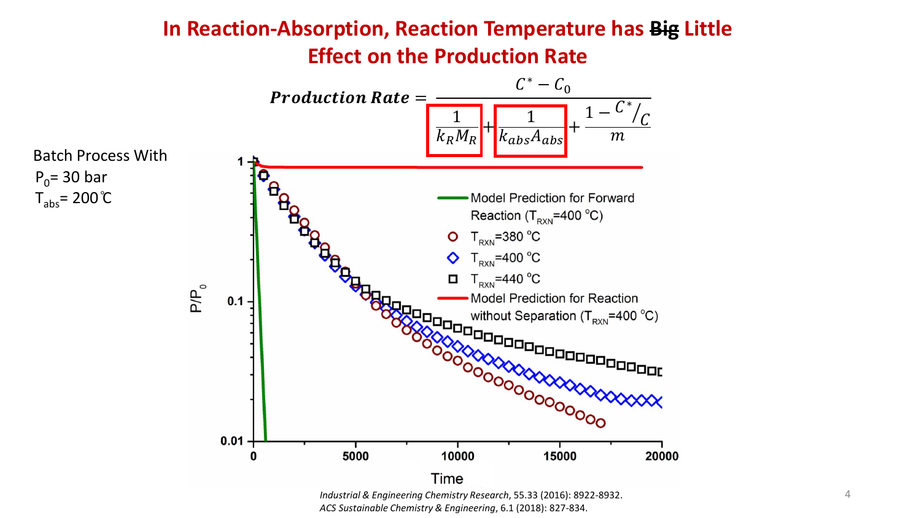# In Reaction-Absorption, Reaction Temperature has ~~Big~~ Little Effect on the Production Rate

$$Production\ Rate = \frac{C^* - C_0}{\frac{1}{k_R M_R} + \frac{1}{k_{abs} A_{abs}} + \frac{1 - C^*/C}{m}}$$

Batch Process With

$P_0$= 30 bar

$T_{abs}$= 200℃

*Industrial & Engineering Chemistry Research*, 55.33 (2016): 8922-8932.

*ACS Sustainable Chemistry & Engineering*, 6.1 (2018): 827-834.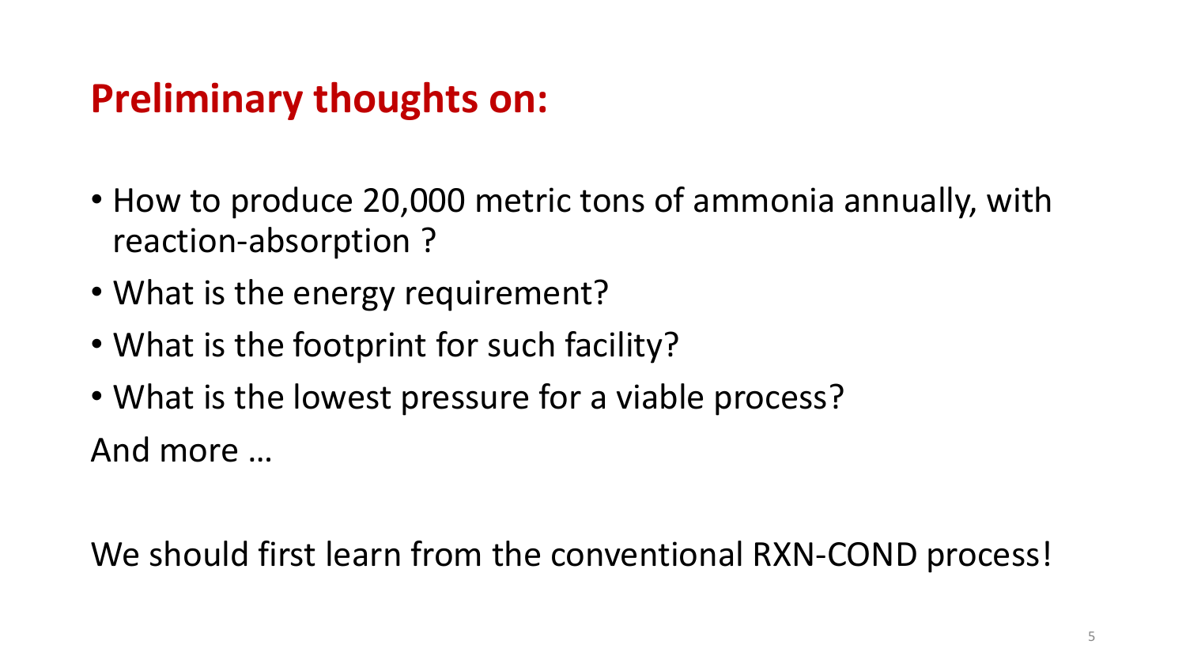## Preliminary thoughts on:

- How to produce 20,000 metric tons of ammonia annually, with reaction-absorption ?
- What is the energy requirement?
- What is the footprint for such facility?
- What is the lowest pressure for a viable process?

And more …

We should first learn from the conventional RXN-COND process!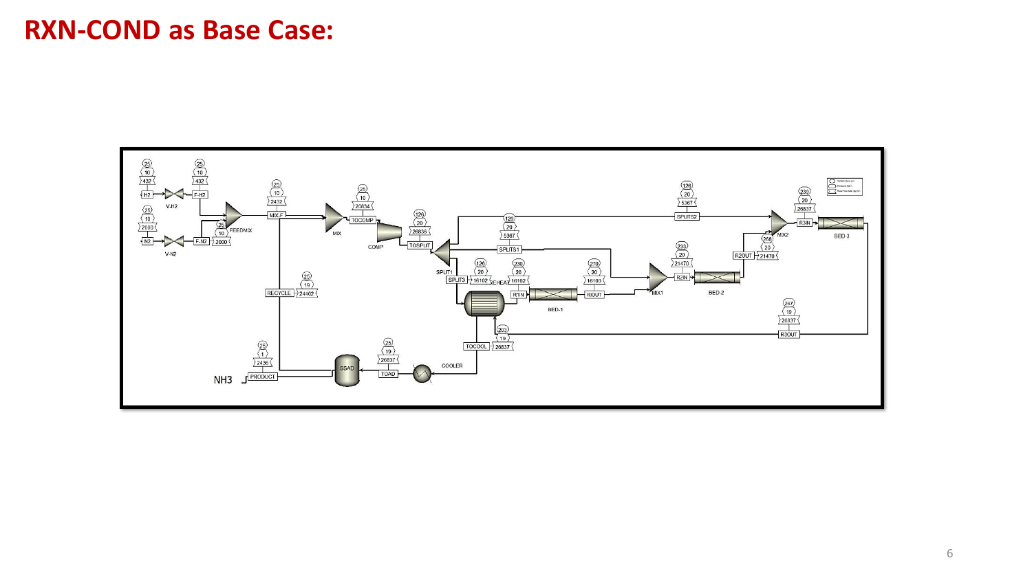# RXN-COND as Base Case: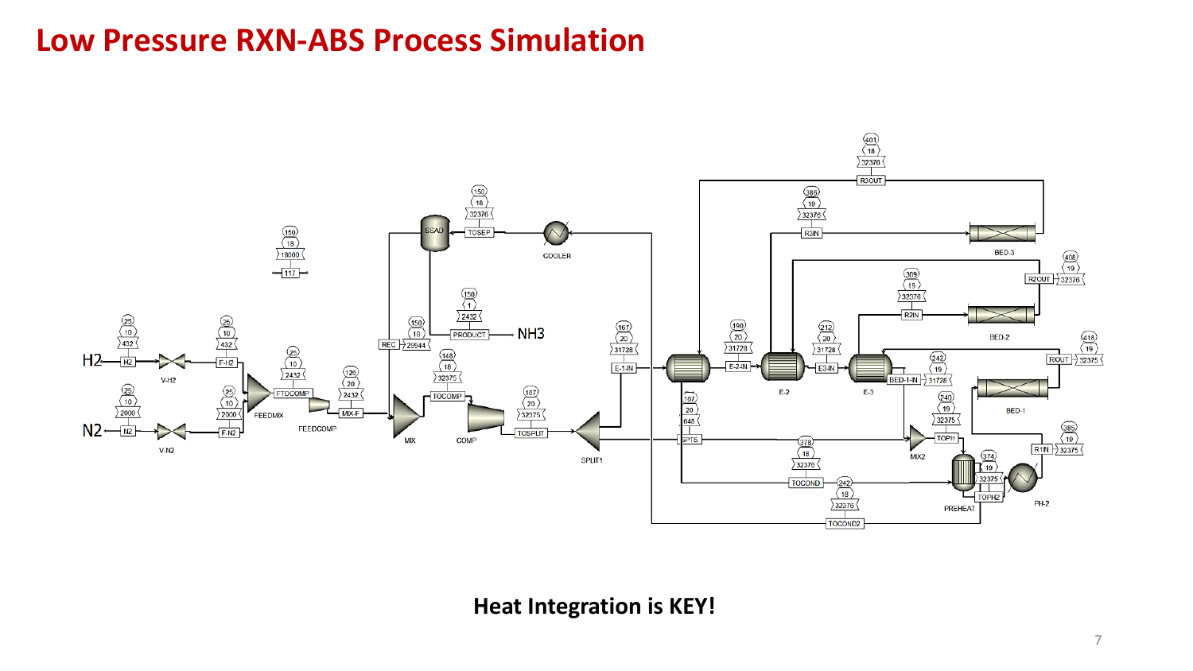# Low Pressure RXN-ABS Process Simulation

**Heat Integration is KEY!**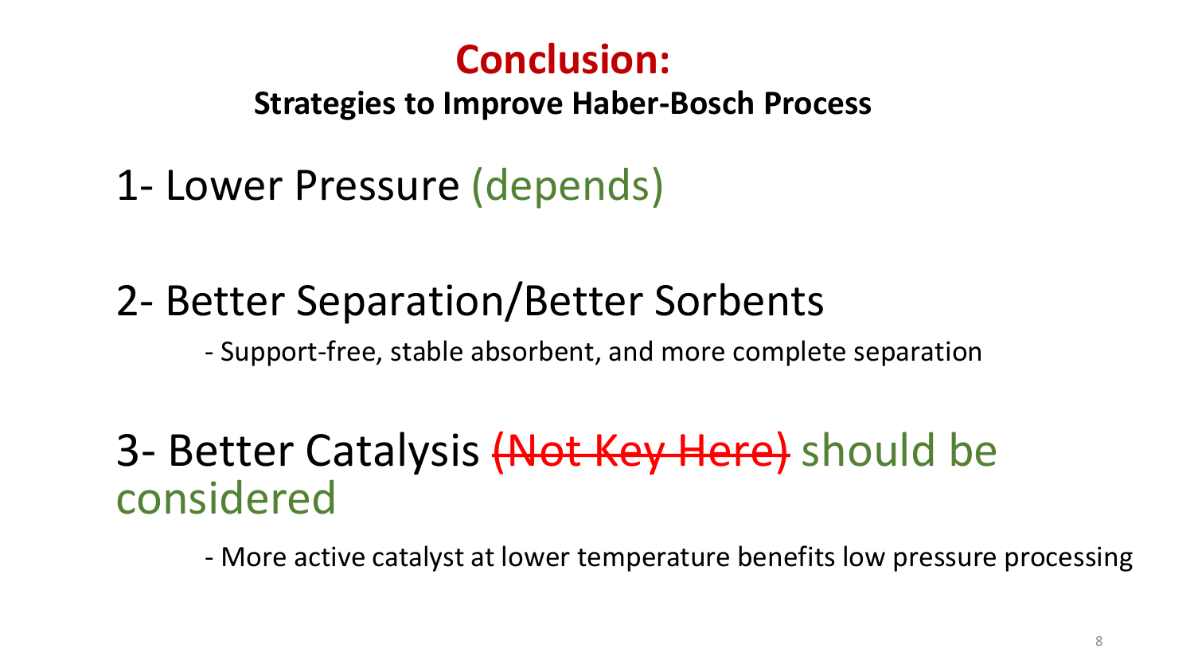# Conclusion:

## Strategies to Improve Haber-Bosch Process

1- Lower Pressure (depends)

2- Better Separation/Better Sorbents

- Support-free, stable absorbent, and more complete separation

3- Better Catalysis ~~(Not Key Here)~~ should be considered

- More active catalyst at lower temperature benefits low pressure processing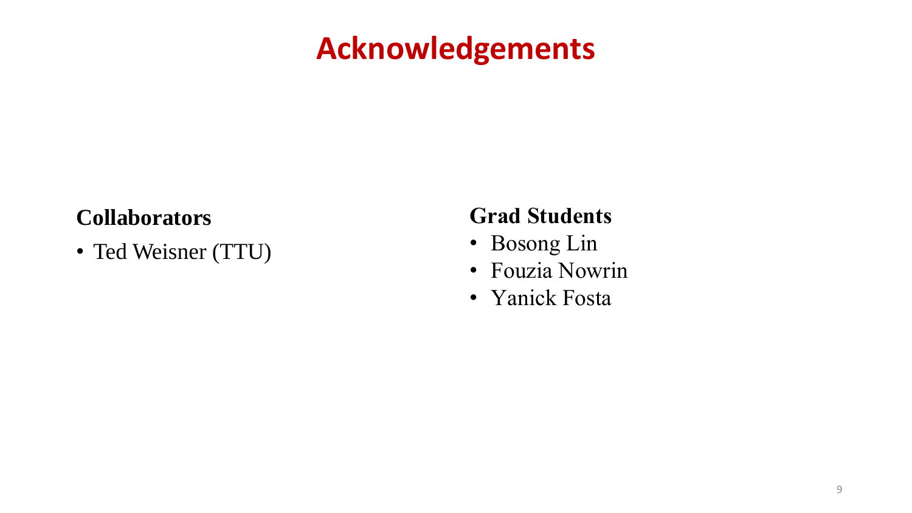# Acknowledgements

**Collaborators**

- Ted Weisner (TTU)

**Grad Students**

- Bosong Lin
- Fouzia Nowrin
- Yanick Fosta